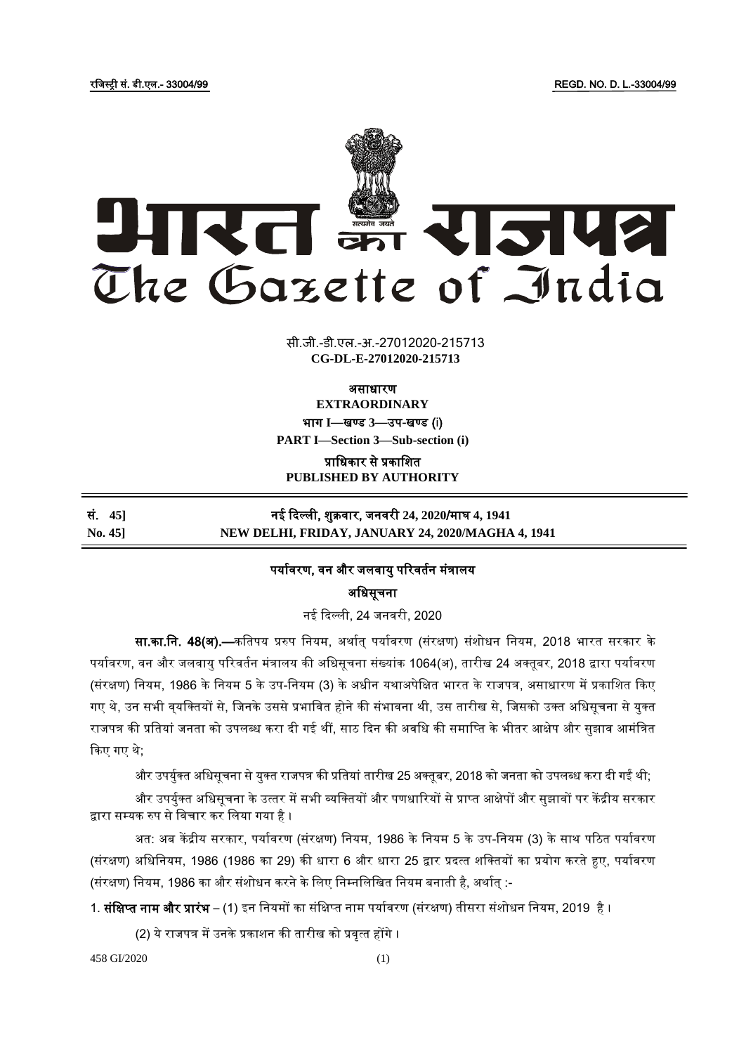रजिस्ट्री सं. डी.एल.- 33004/99 REGD. NO. D. L.-33004/99

# भारत का राजपत्र
# The Gazette of India

सी.जी.-डी.एल.-अ.-27012020-215713
**CG-DL-E-27012020-215713**

असाधारण
**EXTRAORDINARY**

भाग I—खण्ड 3—उप-खण्ड (i)
**PART I—Section 3—Sub-section (i)**

प्राधिकार से प्रकाशित
**PUBLISHED BY AUTHORITY**

| सं. 45] | नई दिल्ली, शुक्रवार, जनवरी 24, 2020/माघ 4, 1941 |
|---|---|
| **No. 45]** | **NEW DELHI, FRIDAY, JANUARY 24, 2020/MAGHA 4, 1941** |

## पर्यावरण, वन और जलवायु परिवर्तन मंत्रालय

### अधिसूचना

नई दिल्ली, 24 जनवरी, 2020

**सा.का.नि. 48(अ).**—कतिपय प्ररुप नियम, अर्थात् पर्यावरण (संरक्षण) संशोधन नियम, 2018 भारत सरकार के पर्यावरण, वन और जलवायु परिवर्तन मंत्रालय की अधिसूचना संख्यांक 1064(अ), तारीख 24 अक्तूबर, 2018 द्वारा पर्यावरण (संरक्षण) नियम, 1986 के नियम 5 के उप-नियम (3) के अधीन यथाअपेक्षित भारत के राजपत्र, असाधारण में प्रकाशित किए गए थे, उन सभी व्यक्तियों से, जिनके उससे प्रभावित होने की संभावना थी, उस तारीख से, जिसको उक्त अधिसूचना से युक्त राजपत्र की प्रतियां जनता को उपलब्ध करा दी गई थीं, साठ दिन की अवधि की समाप्ति के भीतर आक्षेप और सुझाव आमंत्रित किए गए थे;

और उपर्युक्त अधिसूचना से युक्त राजपत्र की प्रतियां तारीख 25 अक्तूबर, 2018 को जनता को उपलब्ध करा दी गईं थी;

और उपर्युक्त अधिसूचना के उत्तर में सभी व्यक्तियों और पणधारियों से प्राप्त आक्षेपों और सुझावों पर केंद्रीय सरकार द्वारा सम्यक रुप से विचार कर लिया गया है ।

अत: अब केंद्रीय सरकार, पर्यावरण (संरक्षण) नियम, 1986 के नियम 5 के उप-नियम (3) के साथ पठित पर्यावरण (संरक्षण) अधिनियम, 1986 (1986 का 29) की धारा 6 और धारा 25 द्वार प्रदत्त शक्तियों का प्रयोग करते हुए, पर्यावरण (संरक्षण) नियम, 1986 का और संशोधन करने के लिए निम्नलिखित नियम बनाती है, अर्थात् :-

1. **संक्षिप्त नाम और प्रारंभ** – (1) इन नियमों का संक्षिप्त नाम पर्यावरण (संरक्षण) तीसरा संशोधन नियम, 2019 है ।

(2) ये राजपत्र में उनके प्रकाशन की तारीख को प्रवृत्त होंगे ।

458 GI/2020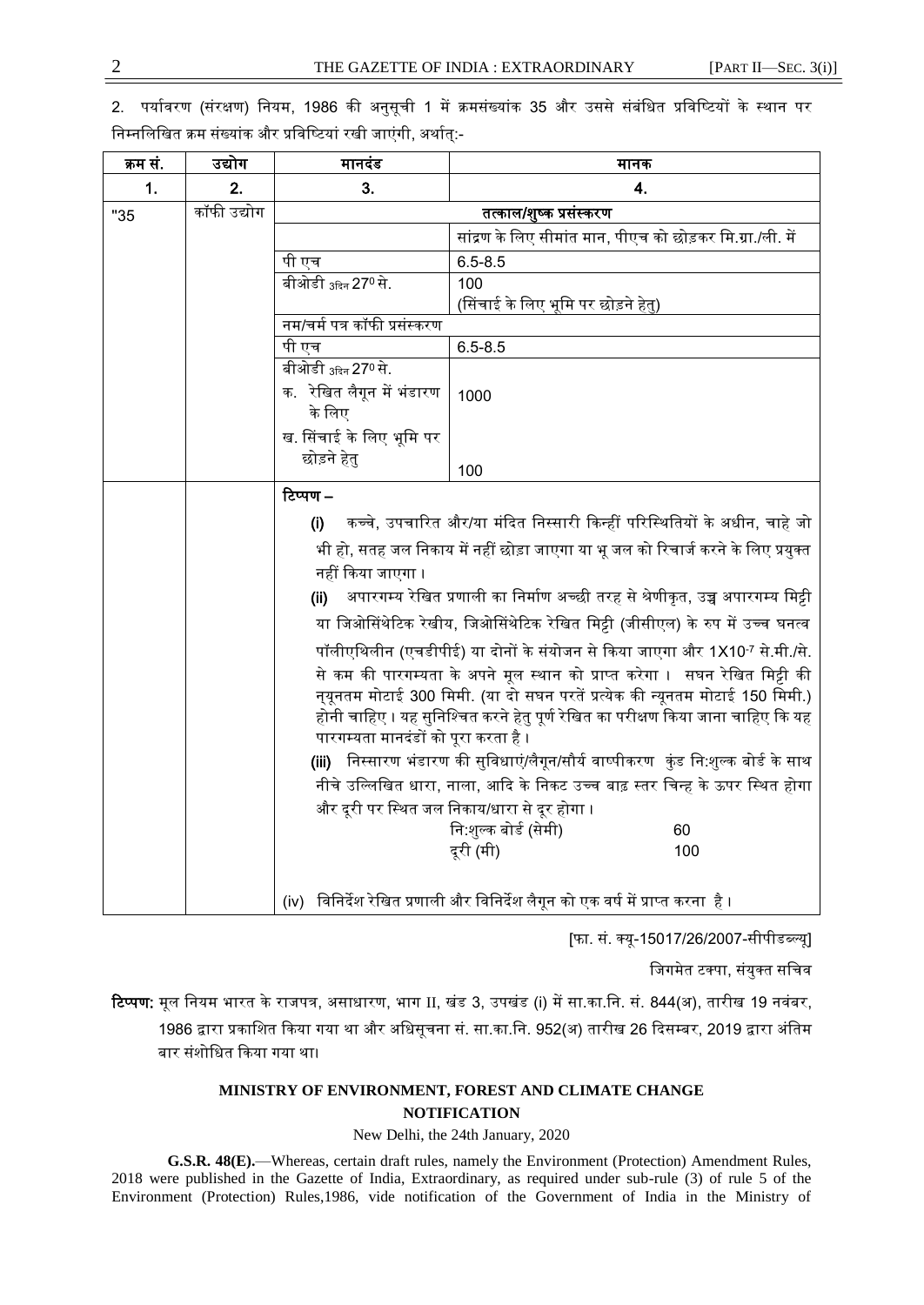2. पर्यावरण (संरक्षण) नियम, 1986 की अनुसूची 1 में क्रमसंख्यांक 35 और उससे संबंधित प्रविष्टियों के स्थान पर निम्नलिखित क्रम संख्यांक और प्रविष्टियां रखी जाएंगी, अर्थात्:-

| क्रम सं. | उद्योग | मानदंड | मानक |
|---|---|---|---|
| 1. | 2. | 3. | 4. |
| "35 | कॉफी उद्योग | तत्काल/शुष्क प्रसंस्करण | |
| | | | सांद्रण के लिए सीमांत मान, पीएच को छोड़कर मि.ग्रा./ली. में |
| | | पी एच | 6.5-8.5 |
| | | बीओडी $_{3दिन}$ $27^0$ से. | 100 (सिंचाई के लिए भूमि पर छोड़ने हेतु) |
| | | नम/चर्म पत्र कॉफी प्रसंस्करण | |
| | | पी एच | 6.5-8.5 |
| | | बीओडी $_{3दिन}$ $27^0$ से. क. रेखित लैगून में भंडारण के लिए ख. सिंचाई के लिए भूमि पर छोड़ने हेतु | 1000 100 |
| | | टिप्पण – (i) कच्चे, उपचारित और/या मंदित निस्सारी किन्हीं परिस्थितियों के अधीन, चाहे जो भी हो, सतह जल निकाय में नहीं छोड़ा जाएगा या भू जल को रिचार्ज करने के लिए प्रयुक्त नहीं किया जाएगा। (ii) अपारगम्य रेखित प्रणाली का निर्माण अच्छी तरह से श्रेणीकृत, उच्च अपारगम्य मिट्टी या जिओसिंथेटिक रेखीय, जिओसिंथेटिक रेखित मिट्टी (जीसीएल) के रुप में उच्च घनत्व पॉलीएथिलीन (एचडीपीई) या दोनों के संयोजन से किया जाएगा और $1X10^{-7}$ से.मी./से. से कम की पारगम्यता के अपने मूल स्थान को प्राप्त करेगा। सघन रेखित मिट्टी की न्यूनतम मोटाई 300 मिमी. (या दो सघन परतें प्रत्येक की न्यूनतम मोटाई 150 मिमी.) होनी चाहिए। यह सुनिश्चित करने हेतु पूर्ण रेखित का परीक्षण किया जाना चाहिए कि यह पारगम्यता मानदंडों को पूरा करता है। (iii) निस्सारण भंडारण की सुविधाएं/लैगून/सौर्य वाष्पीकरण कुंड निःशुल्क बोर्ड के साथ नीचे उल्लिखित धारा, नाला, आदि के निकट उच्च बाढ़ स्तर चिन्ह के ऊपर स्थित होगा और दूरी पर स्थित जल निकाय/धारा से दूर होगा। निःशुल्क बोर्ड (सेमी) 60; दूरी (मी) 100. (iv) विनिर्देश रेखित प्रणाली और विनिर्देश लैगून को एक वर्ष में प्राप्त करना है। | |

[फा. सं. क्यू-15017/26/2007-सीपीडब्ल्यू]

जिगमेत टक्पा, संयुक्त सचिव

**टिप्पण:** मूल नियम भारत के राजपत्र, असाधारण, भाग II, खंड 3, उपखंड (i) में सा.का.नि. सं. 844(अ), तारीख 19 नवंबर, 1986 द्वारा प्रकाशित किया गया था और अधिसूचना सं. सा.का.नि. 952(अ) तारीख 26 दिसम्बर, 2019 द्वारा अंतिम बार संशोधित किया गया था।

## MINISTRY OF ENVIRONMENT, FOREST AND CLIMATE CHANGE

## NOTIFICATION

New Delhi, the 24th January, 2020

**G.S.R. 48(E).**—Whereas, certain draft rules, namely the Environment (Protection) Amendment Rules, 2018 were published in the Gazette of India, Extraordinary, as required under sub-rule (3) of rule 5 of the Environment (Protection) Rules,1986, vide notification of the Government of India in the Ministry of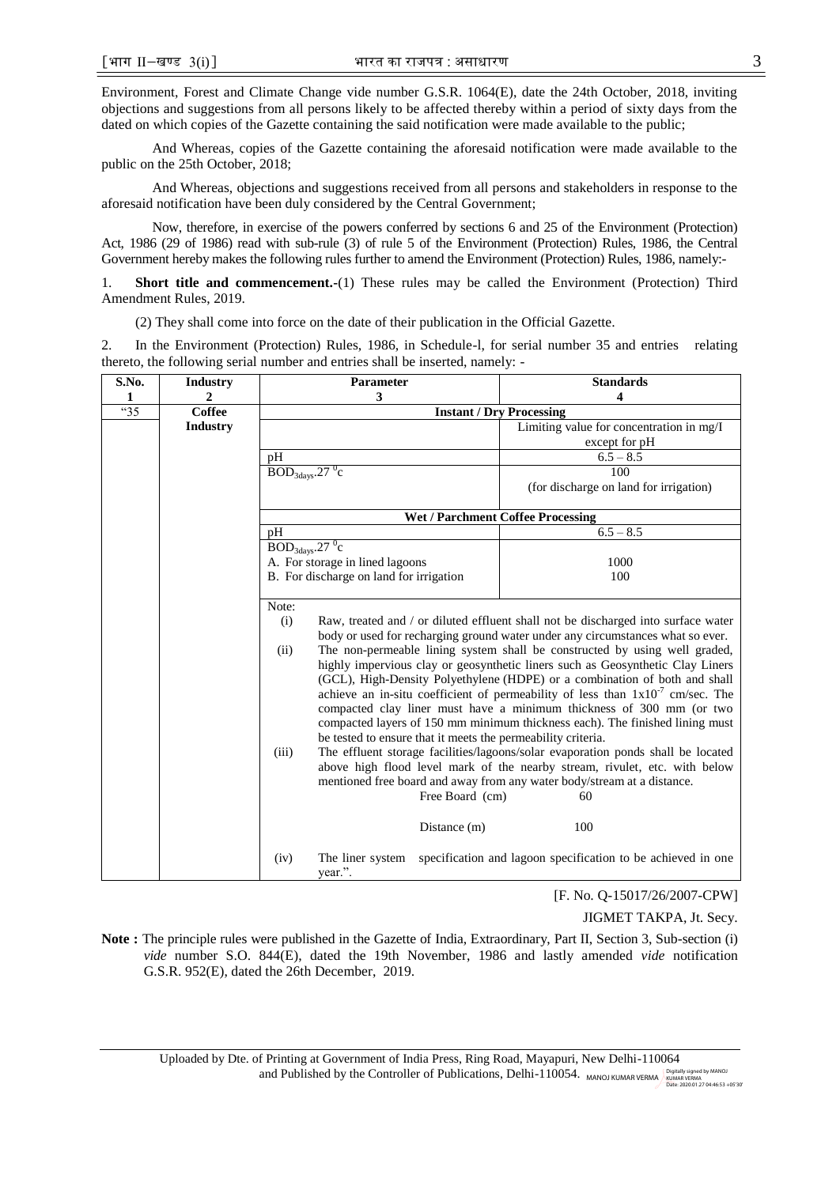Environment, Forest and Climate Change vide number G.S.R. 1064(E), date the 24th October, 2018, inviting objections and suggestions from all persons likely to be affected thereby within a period of sixty days from the dated on which copies of the Gazette containing the said notification were made available to the public;

And Whereas, copies of the Gazette containing the aforesaid notification were made available to the public on the 25th October, 2018;

And Whereas, objections and suggestions received from all persons and stakeholders in response to the aforesaid notification have been duly considered by the Central Government;

Now, therefore, in exercise of the powers conferred by sections 6 and 25 of the Environment (Protection) Act, 1986 (29 of 1986) read with sub-rule (3) of rule 5 of the Environment (Protection) Rules, 1986, the Central Government hereby makes the following rules further to amend the Environment (Protection) Rules, 1986, namely:-

1. **Short title and commencement.**-(1) These rules may be called the Environment (Protection) Third Amendment Rules, 2019.

(2) They shall come into force on the date of their publication in the Official Gazette.

2. In the Environment (Protection) Rules, 1986, in Schedule-l, for serial number 35 and entries relating thereto, the following serial number and entries shall be inserted, namely: -

| S.No. | Industry | Parameter | Standards |
|---|---|---|---|
| 1 | 2 | 3 | 4 |
| "35 | **Coffee Industry** | **Instant / Dry Processing** | |
| | | | Limiting value for concentration in mg/I except for pH |
| | | pH | 6.5 – 8.5 |
| | | $BOD_{3days}$,27 $^{0}$c | 100 (for discharge on land for irrigation) |
| | | **Wet / Parchment Coffee Processing** | |
| | | pH | 6.5 – 8.5 |
| | | $BOD_{3days}$,27 $^{0}$c<br>A. For storage in lined lagoons<br>B. For discharge on land for irrigation | <br>1000<br>100 |
| | | Note:<br>(i) Raw, treated and / or diluted effluent shall not be discharged into surface water body or used for recharging ground water under any circumstances what so ever.<br>(ii) The non-permeable lining system shall be constructed by using well graded, highly impervious clay or geosynthetic liners such as Geosynthetic Clay Liners (GCL), High-Density Polyethylene (HDPE) or a combination of both and shall achieve an in-situ coefficient of permeability of less than $1x10^{-7}$ cm/sec. The compacted clay liner must have a minimum thickness of 300 mm (or two compacted layers of 150 mm minimum thickness each). The finished lining must be tested to ensure that it meets the permeability criteria.<br>(iii) The effluent storage facilities/lagoons/solar evaporation ponds shall be located above high flood level mark of the nearby stream, rivulet, etc. with below mentioned free board and away from any water body/stream at a distance.<br>Free Board (cm) 60<br>Distance (m) 100<br>(iv) The liner system specification and lagoon specification to be achieved in one year.". | |

[F. No. Q-15017/26/2007-CPW]

JIGMET TAKPA, Jt. Secy.

**Note :** The principle rules were published in the Gazette of India, Extraordinary, Part II, Section 3, Sub-section (i) *vide* number S.O. 844(E), dated the 19th November, 1986 and lastly amended *vide* notification G.S.R. 952(E), dated the 26th December, 2019.

Uploaded by Dte. of Printing at Government of India Press, Ring Road, Mayapuri, New Delhi-110064 and Published by the Controller of Publications, Delhi-110054.